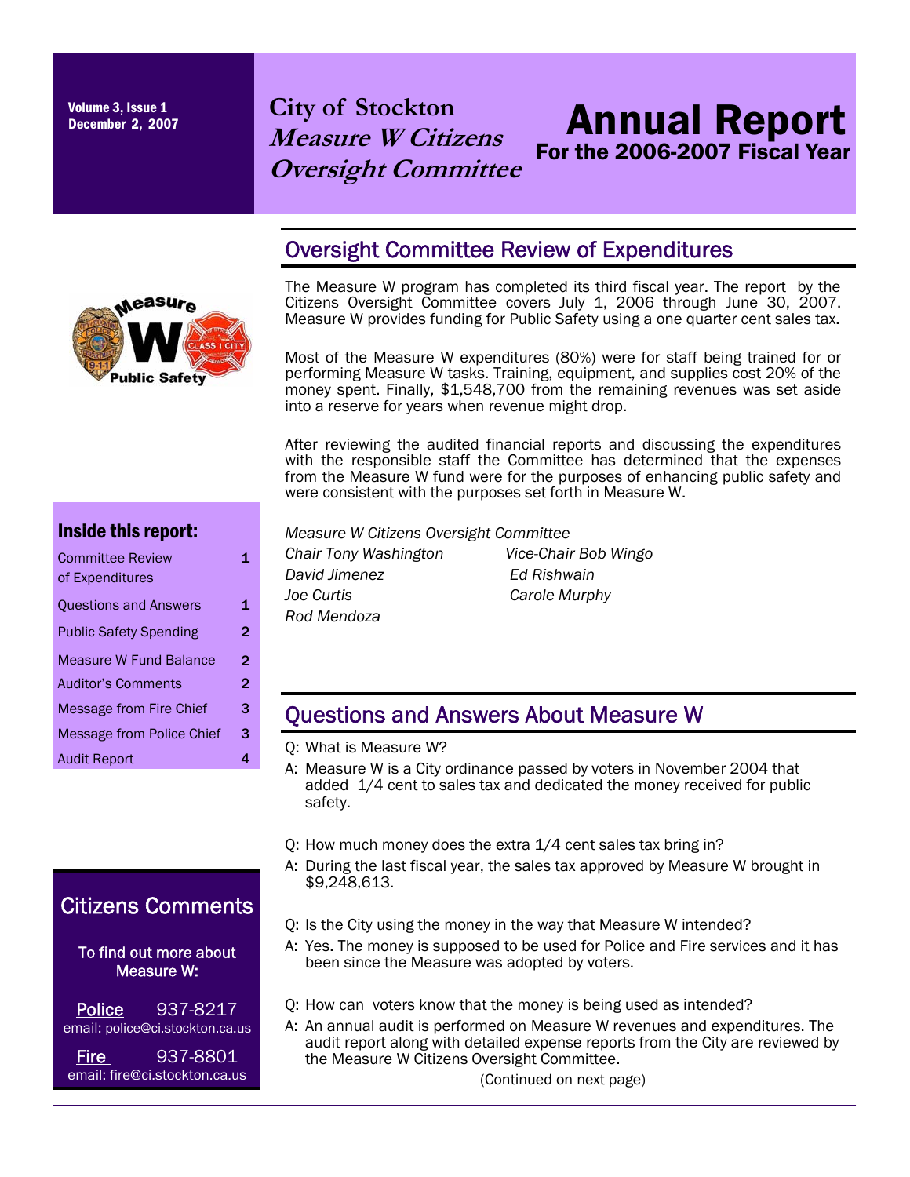Volume 3, Issue 1
December 2, 2007

# City of Stockton *Measure W Citizens Oversight Committee*

# Annual Report

## For the 2006-2007 Fiscal Year

## Oversight Committee Review of Expenditures

The Measure W program has completed its third fiscal year. The report by the Citizens Oversight Committee covers July 1, 2006 through June 30, 2007. Measure W provides funding for Public Safety using a one quarter cent sales tax.

Most of the Measure W expenditures (80%) were for staff being trained for or performing Measure W tasks. Training, equipment, and supplies cost 20% of the money spent. Finally, $1,548,700 from the remaining revenues was set aside into a reserve for years when revenue might drop.

After reviewing the audited financial reports and discussing the expenditures with the responsible staff the Committee has determined that the expenses from the Measure W fund were for the purposes of enhancing public safety and were consistent with the purposes set forth in Measure W.

*Measure W Citizens Oversight Committee*

*Chair Tony Washington*
*Vice-Chair Bob Wingo*
*David Jimenez*
*Ed Rishwain*
*Joe Curtis*
*Carole Murphy*
*Rod Mendoza*

### Inside this report:

| | |
|---|---|
| Committee Review of Expenditures | 1 |
| Questions and Answers | 1 |
| Public Safety Spending | 2 |
| Measure W Fund Balance | 2 |
| Auditor's Comments | 2 |
| Message from Fire Chief | 3 |
| Message from Police Chief | 3 |
| Audit Report | 4 |

## Questions and Answers About Measure W

Q: What is Measure W?

A: Measure W is a City ordinance passed by voters in November 2004 that added 1/4 cent to sales tax and dedicated the money received for public safety.

Q: How much money does the extra 1/4 cent sales tax bring in?

A: During the last fiscal year, the sales tax approved by Measure W brought in $9,248,613.

Q: Is the City using the money in the way that Measure W intended?

A: Yes. The money is supposed to be used for Police and Fire services and it has been since the Measure was adopted by voters.

Q: How can voters know that the money is being used as intended?

A: An annual audit is performed on Measure W revenues and expenditures. The audit report along with detailed expense reports from the City are reviewed by the Measure W Citizens Oversight Committee.

(Continued on next page)

## Citizens Comments

To find out more about Measure W:

Police 937-8217
email: police@ci.stockton.ca.us

Fire 937-8801
email: fire@ci.stockton.ca.us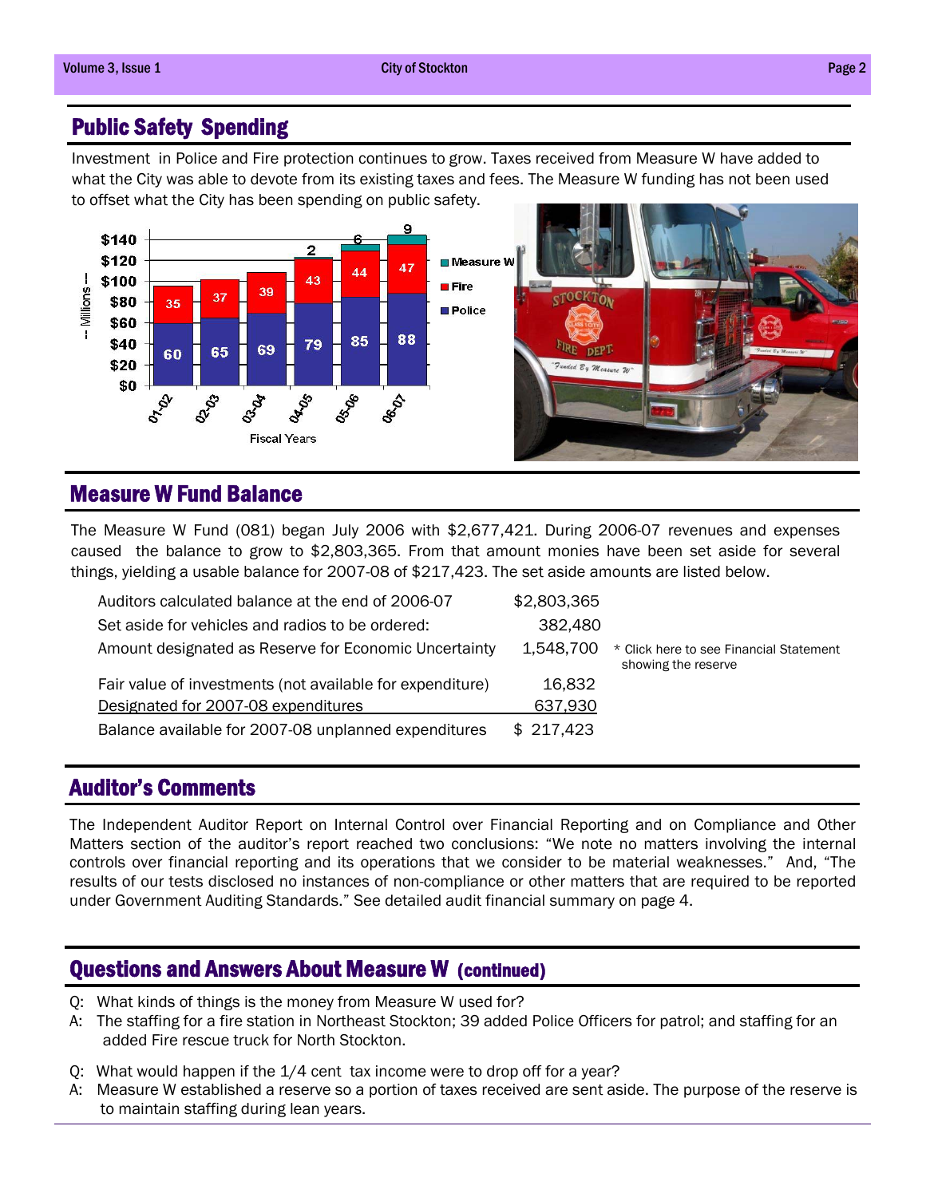## Public Safety Spending

Investment in Police and Fire protection continues to grow. Taxes received from Measure W have added to what the City was able to devote from its existing taxes and fees. The Measure W funding has not been used to offset what the City has been spending on public safety.

| Fiscal Years | Police | Fire | Measure W |
|---|---|---|---|
| 01-02 | 60 | 35 | |
| 02-03 | 65 | 37 | |
| 03-04 | 69 | 39 | |
| 04-05 | 79 | 43 | 2 |
| 05-06 | 85 | 44 | 6 |
| 06-07 | 88 | 47 | 9 |

-- Millions --

## Measure W Fund Balance

The Measure W Fund (081) began July 2006 with $2,677,421. During 2006-07 revenues and expenses caused the balance to grow to $2,803,365. From that amount monies have been set aside for several things, yielding a usable balance for 2007-08 of $217,423. The set aside amounts are listed below.

| | | |
|---|---|---|
| Auditors calculated balance at the end of 2006-07 | $2,803,365 | |
| Set aside for vehicles and radios to be ordered: | 382,480 | |
| Amount designated as Reserve for Economic Uncertainty | 1,548,700 | * Click here to see Financial Statement showing the reserve |
| Fair value of investments (not available for expenditure) | 16,832 | |
| Designated for 2007-08 expenditures | 637,930 | |
| Balance available for 2007-08 unplanned expenditures | $ 217,423 | |

## Auditor's Comments

The Independent Auditor Report on Internal Control over Financial Reporting and on Compliance and Other Matters section of the auditor's report reached two conclusions: "We note no matters involving the internal controls over financial reporting and its operations that we consider to be material weaknesses." And, "The results of our tests disclosed no instances of non-compliance or other matters that are required to be reported under Government Auditing Standards." See detailed audit financial summary on page 4.

## Questions and Answers About Measure W (continued)

Q: What kinds of things is the money from Measure W used for?

A: The staffing for a fire station in Northeast Stockton; 39 added Police Officers for patrol; and staffing for an added Fire rescue truck for North Stockton.

Q: What would happen if the 1/4 cent tax income were to drop off for a year?

A: Measure W established a reserve so a portion of taxes received are sent aside. The purpose of the reserve is to maintain staffing during lean years.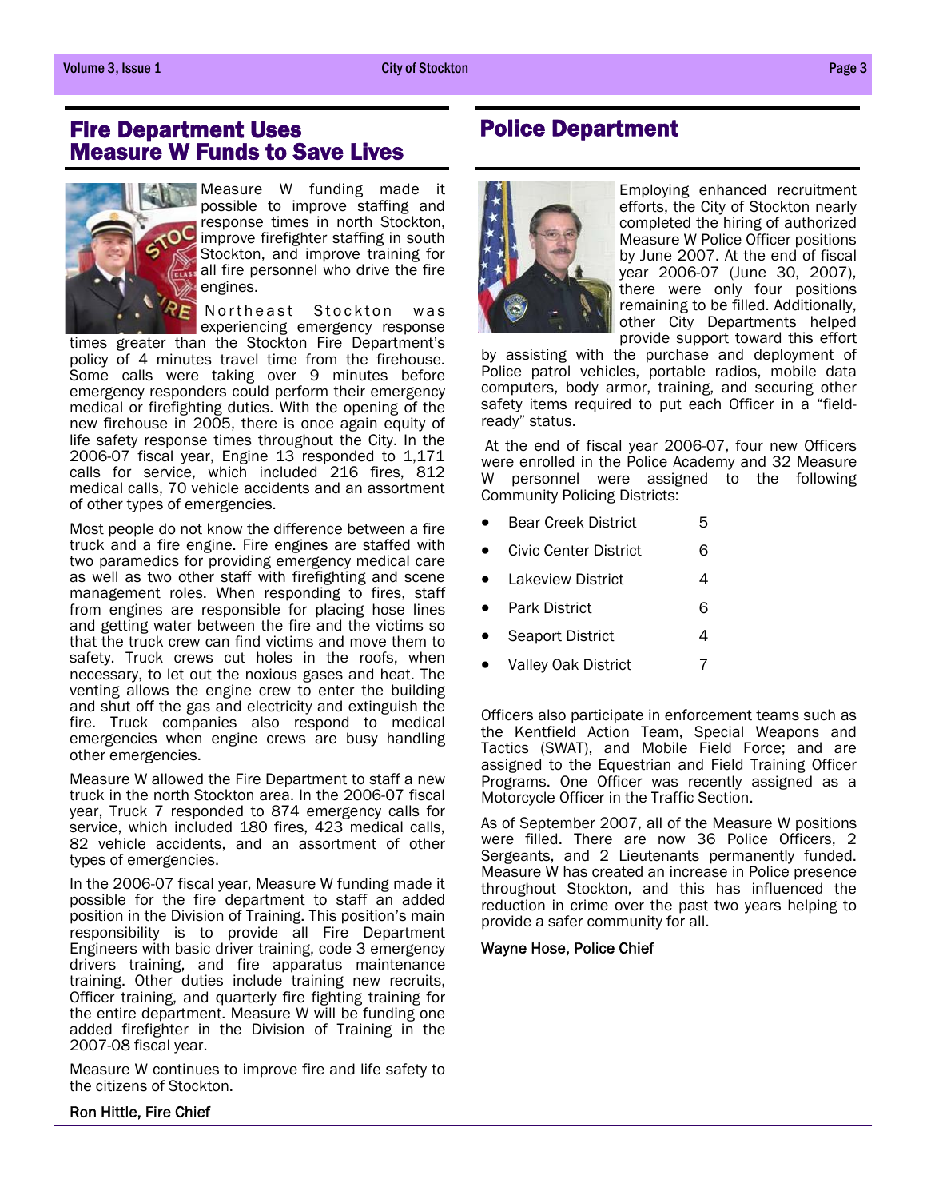## Fire Department Uses Measure W Funds to Save Lives

Measure W funding made it possible to improve staffing and response times in north Stockton, improve firefighter staffing in south Stockton, and improve training for all fire personnel who drive the fire engines.

Northeast Stockton was experiencing emergency response times greater than the Stockton Fire Department's policy of 4 minutes travel time from the firehouse. Some calls were taking over 9 minutes before emergency responders could perform their emergency medical or firefighting duties. With the opening of the new firehouse in 2005, there is once again equity of life safety response times throughout the City. In the 2006-07 fiscal year, Engine 13 responded to 1,171 calls for service, which included 216 fires, 812 medical calls, 70 vehicle accidents and an assortment of other types of emergencies.

Most people do not know the difference between a fire truck and a fire engine. Fire engines are staffed with two paramedics for providing emergency medical care as well as two other staff with firefighting and scene management roles. When responding to fires, staff from engines are responsible for placing hose lines and getting water between the fire and the victims so that the truck crew can find victims and move them to safety. Truck crews cut holes in the roofs, when necessary, to let out the noxious gases and heat. The venting allows the engine crew to enter the building and shut off the gas and electricity and extinguish the fire. Truck companies also respond to medical emergencies when engine crews are busy handling other emergencies.

Measure W allowed the Fire Department to staff a new truck in the north Stockton area. In the 2006-07 fiscal year, Truck 7 responded to 874 emergency calls for service, which included 180 fires, 423 medical calls, 82 vehicle accidents, and an assortment of other types of emergencies.

In the 2006-07 fiscal year, Measure W funding made it possible for the fire department to staff an added position in the Division of Training. This position's main responsibility is to provide all Fire Department Engineers with basic driver training, code 3 emergency drivers training, and fire apparatus maintenance training. Other duties include training new recruits, Officer training, and quarterly fire fighting training for the entire department. Measure W will be funding one added firefighter in the Division of Training in the 2007-08 fiscal year.

Measure W continues to improve fire and life safety to the citizens of Stockton.

Ron Hittle, Fire Chief

## Police Department

Employing enhanced recruitment efforts, the City of Stockton nearly completed the hiring of authorized Measure W Police Officer positions by June 2007. At the end of fiscal year 2006-07 (June 30, 2007), there were only four positions remaining to be filled. Additionally, other City Departments helped provide support toward this effort by assisting with the purchase and deployment of Police patrol vehicles, portable radios, mobile data computers, body armor, training, and securing other safety items required to put each Officer in a "field-ready" status.

At the end of fiscal year 2006-07, four new Officers were enrolled in the Police Academy and 32 Measure W personnel were assigned to the following Community Policing Districts:

- Bear Creek District 5
- Civic Center District 6
- Lakeview District 4
- Park District 6
- Seaport District 4
- Valley Oak District 7

Officers also participate in enforcement teams such as the Kentfield Action Team, Special Weapons and Tactics (SWAT), and Mobile Field Force; and are assigned to the Equestrian and Field Training Officer Programs. One Officer was recently assigned as a Motorcycle Officer in the Traffic Section.

As of September 2007, all of the Measure W positions were filled. There are now 36 Police Officers, 2 Sergeants, and 2 Lieutenants permanently funded. Measure W has created an increase in Police presence throughout Stockton, and this has influenced the reduction in crime over the past two years helping to provide a safer community for all.

Wayne Hose, Police Chief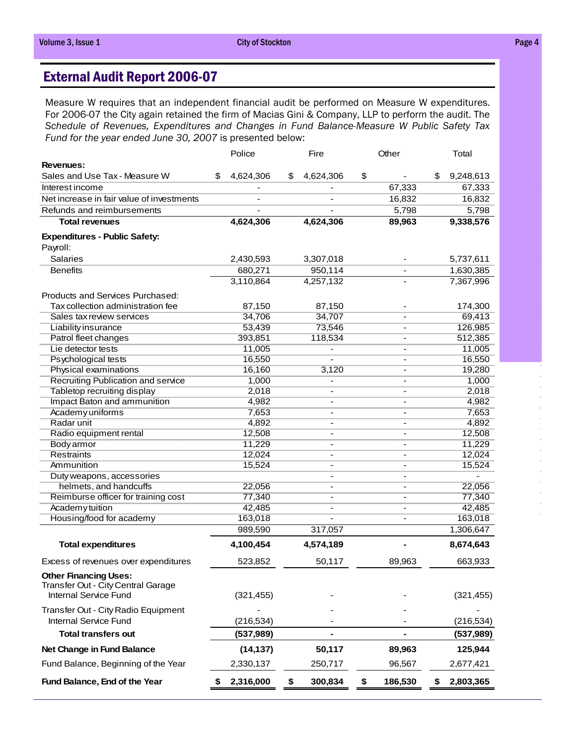## External Audit Report 2006-07

Measure W requires that an independent financial audit be performed on Measure W expenditures. For 2006-07 the City again retained the firm of Macias Gini & Company, LLP to perform the audit. The *Schedule of Revenues, Expenditures and Changes in Fund Balance-Measure W Public Safety Tax Fund for the year ended June 30, 2007* is presented below:

| | Police | Fire | Other | Total |
|---|---|---|---|---|
| **Revenues:** | | | | |
| Sales and Use Tax - Measure W | $ 4,624,306 | $ 4,624,306 | $ - | $ 9,248,613 |
| Interest income | - | - | 67,333 | 67,333 |
| Net increase in fair value of investments | - | - | 16,832 | 16,832 |
| Refunds and reimbursements | - | - | 5,798 | 5,798 |
| **Total revenues** | **4,624,306** | **4,624,306** | **89,963** | **9,338,576** |
| **Expenditures - Public Safety:** | | | | |
| Payroll: | | | | |
| Salaries | 2,430,593 | 3,307,018 | - | 5,737,611 |
| Benefits | 680,271 | 950,114 | - | 1,630,385 |
| | 3,110,864 | 4,257,132 | - | 7,367,996 |
| Products and Services Purchased: | | | | |
| Tax collection administration fee | 87,150 | 87,150 | - | 174,300 |
| Sales tax review services | 34,706 | 34,707 | - | 69,413 |
| Liability insurance | 53,439 | 73,546 | - | 126,985 |
| Patrol fleet changes | 393,851 | 118,534 | - | 512,385 |
| Lie detector tests | 11,005 | - | - | 11,005 |
| Psychological tests | 16,550 | - | - | 16,550 |
| Physical examinations | 16,160 | 3,120 | - | 19,280 |
| Recruiting Publication and service | 1,000 | - | - | 1,000 |
| Tabletop recruiting display | 2,018 | - | - | 2,018 |
| Impact Baton and ammunition | 4,982 | - | - | 4,982 |
| Academy uniforms | 7,653 | - | - | 7,653 |
| Radar unit | 4,892 | - | - | 4,892 |
| Radio equipment rental | 12,508 | - | - | 12,508 |
| Body armor | 11,229 | - | - | 11,229 |
| Restraints | 12,024 | - | - | 12,024 |
| Ammunition | 15,524 | - | - | 15,524 |
| Duty weapons, accessories helmets, and handcuffs | 22,056 | - | - | 22,056 |
| Reimburse officer for training cost | 77,340 | - | - | 77,340 |
| Academy tuition | 42,485 | - | - | 42,485 |
| Housing/food for academy | 163,018 | - | - | 163,018 |
| | 989,590 | 317,057 | | 1,306,647 |
| **Total expenditures** | **4,100,454** | **4,574,189** | **-** | **8,674,643** |
| Excess of revenues over expenditures | 523,852 | 50,117 | 89,963 | 663,933 |
| **Other Financing Uses:** | | | | |
| Transfer Out - City Central Garage Internal Service Fund | (321,455) | - | - | (321,455) |
| Transfer Out - City Radio Equipment Internal Service Fund | (216,534) | - | - | (216,534) |
| **Total transfers out** | **(537,989)** | **-** | **-** | **(537,989)** |
| **Net Change in Fund Balance** | **(14,137)** | **50,117** | **89,963** | **125,944** |
| Fund Balance, Beginning of the Year | 2,330,137 | 250,717 | 96,567 | 2,677,421 |
| **Fund Balance, End of the Year** | **$ 2,316,000** | **$ 300,834** | **$ 186,530** | **$ 2,803,365** |